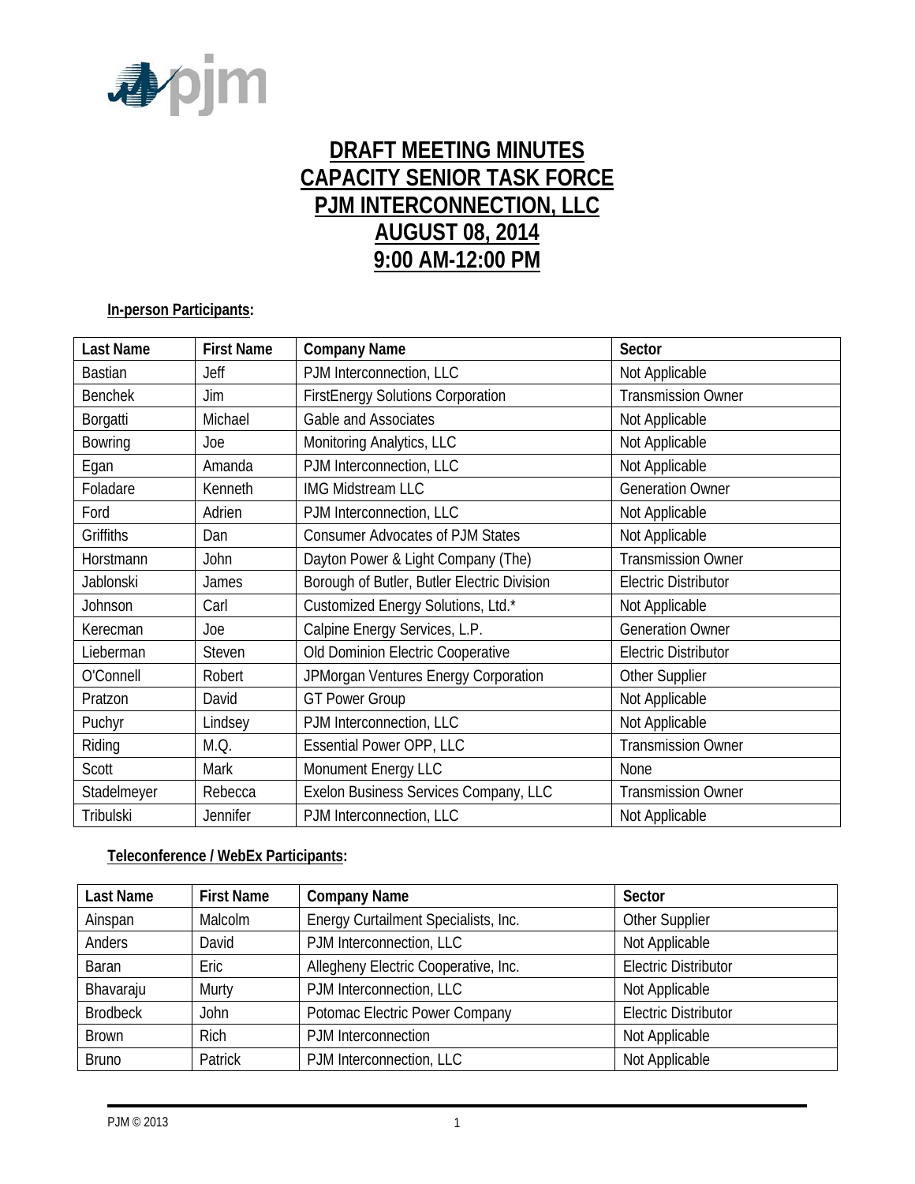# DRAFT MEETING MINUTES
# CAPACITY SENIOR TASK FORCE
# PJM INTERCONNECTION, LLC
# AUGUST 08, 2014
# 9:00 AM-12:00 PM

**In-person Participants:**

| Last Name | First Name | Company Name | Sector |
|---|---|---|---|
| Bastian | Jeff | PJM Interconnection, LLC | Not Applicable |
| Benchek | Jim | FirstEnergy Solutions Corporation | Transmission Owner |
| Borgatti | Michael | Gable and Associates | Not Applicable |
| Bowring | Joe | Monitoring Analytics, LLC | Not Applicable |
| Egan | Amanda | PJM Interconnection, LLC | Not Applicable |
| Foladare | Kenneth | IMG Midstream LLC | Generation Owner |
| Ford | Adrien | PJM Interconnection, LLC | Not Applicable |
| Griffiths | Dan | Consumer Advocates of PJM States | Not Applicable |
| Horstmann | John | Dayton Power & Light Company (The) | Transmission Owner |
| Jablonski | James | Borough of Butler, Butler Electric Division | Electric Distributor |
| Johnson | Carl | Customized Energy Solutions, Ltd.* | Not Applicable |
| Kerecman | Joe | Calpine Energy Services, L.P. | Generation Owner |
| Lieberman | Steven | Old Dominion Electric Cooperative | Electric Distributor |
| O'Connell | Robert | JPMorgan Ventures Energy Corporation | Other Supplier |
| Pratzon | David | GT Power Group | Not Applicable |
| Puchyr | Lindsey | PJM Interconnection, LLC | Not Applicable |
| Riding | M.Q. | Essential Power OPP, LLC | Transmission Owner |
| Scott | Mark | Monument Energy LLC | None |
| Stadelmeyer | Rebecca | Exelon Business Services Company, LLC | Transmission Owner |
| Tribulski | Jennifer | PJM Interconnection, LLC | Not Applicable |

**Teleconference / WebEx Participants:**

| Last Name | First Name | Company Name | Sector |
|---|---|---|---|
| Ainspan | Malcolm | Energy Curtailment Specialists, Inc. | Other Supplier |
| Anders | David | PJM Interconnection, LLC | Not Applicable |
| Baran | Eric | Allegheny Electric Cooperative, Inc. | Electric Distributor |
| Bhavaraju | Murty | PJM Interconnection, LLC | Not Applicable |
| Brodbeck | John | Potomac Electric Power Company | Electric Distributor |
| Brown | Rich | PJM Interconnection | Not Applicable |
| Bruno | Patrick | PJM Interconnection, LLC | Not Applicable |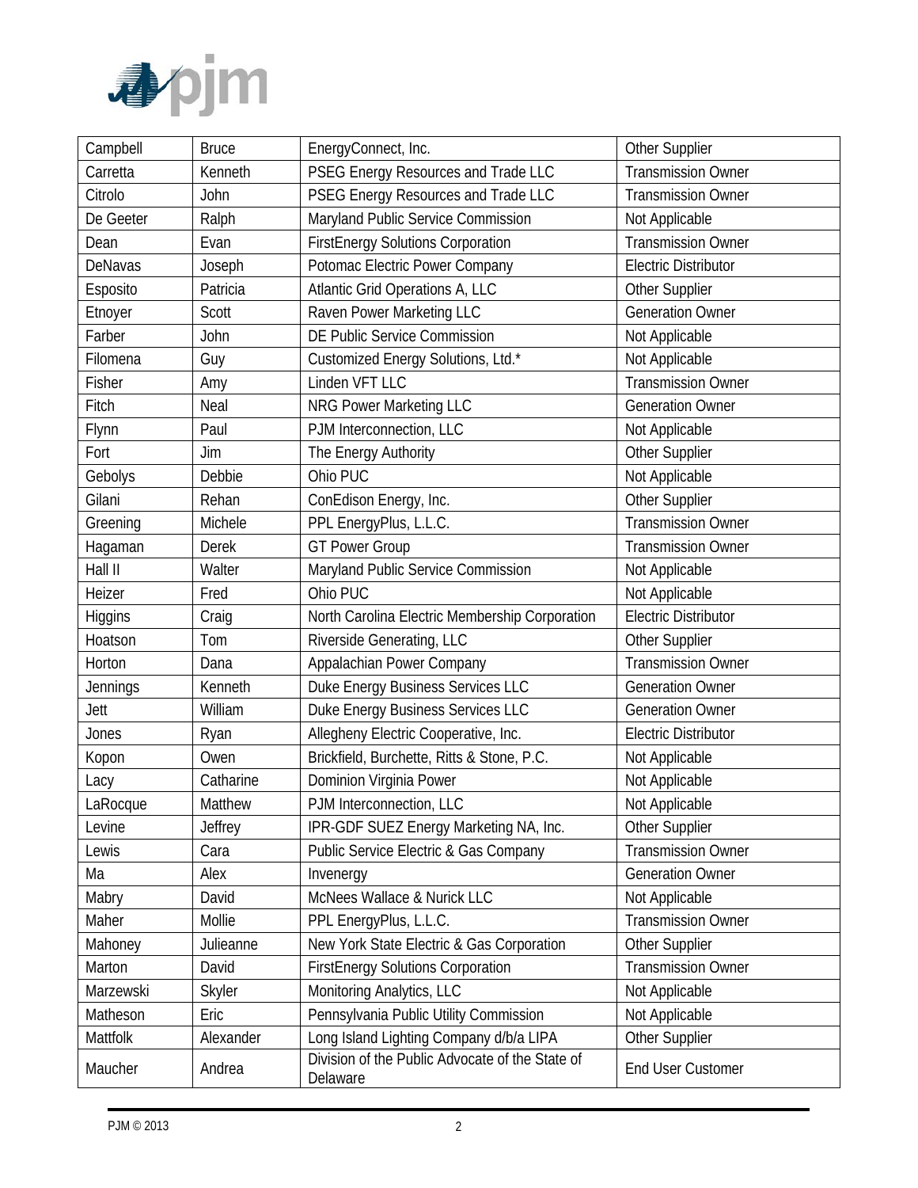| Campbell | Bruce | EnergyConnect, Inc. | Other Supplier |
|---|---|---|---|
| Carretta | Kenneth | PSEG Energy Resources and Trade LLC | Transmission Owner |
| Citrolo | John | PSEG Energy Resources and Trade LLC | Transmission Owner |
| De Geeter | Ralph | Maryland Public Service Commission | Not Applicable |
| Dean | Evan | FirstEnergy Solutions Corporation | Transmission Owner |
| DeNavas | Joseph | Potomac Electric Power Company | Electric Distributor |
| Esposito | Patricia | Atlantic Grid Operations A, LLC | Other Supplier |
| Etnoyer | Scott | Raven Power Marketing LLC | Generation Owner |
| Farber | John | DE Public Service Commission | Not Applicable |
| Filomena | Guy | Customized Energy Solutions, Ltd.* | Not Applicable |
| Fisher | Amy | Linden VFT LLC | Transmission Owner |
| Fitch | Neal | NRG Power Marketing LLC | Generation Owner |
| Flynn | Paul | PJM Interconnection, LLC | Not Applicable |
| Fort | Jim | The Energy Authority | Other Supplier |
| Gebolys | Debbie | Ohio PUC | Not Applicable |
| Gilani | Rehan | ConEdison Energy, Inc. | Other Supplier |
| Greening | Michele | PPL EnergyPlus, L.L.C. | Transmission Owner |
| Hagaman | Derek | GT Power Group | Transmission Owner |
| Hall II | Walter | Maryland Public Service Commission | Not Applicable |
| Heizer | Fred | Ohio PUC | Not Applicable |
| Higgins | Craig | North Carolina Electric Membership Corporation | Electric Distributor |
| Hoatson | Tom | Riverside Generating, LLC | Other Supplier |
| Horton | Dana | Appalachian Power Company | Transmission Owner |
| Jennings | Kenneth | Duke Energy Business Services LLC | Generation Owner |
| Jett | William | Duke Energy Business Services LLC | Generation Owner |
| Jones | Ryan | Allegheny Electric Cooperative, Inc. | Electric Distributor |
| Kopon | Owen | Brickfield, Burchette, Ritts & Stone, P.C. | Not Applicable |
| Lacy | Catharine | Dominion Virginia Power | Not Applicable |
| LaRocque | Matthew | PJM Interconnection, LLC | Not Applicable |
| Levine | Jeffrey | IPR-GDF SUEZ Energy Marketing NA, Inc. | Other Supplier |
| Lewis | Cara | Public Service Electric & Gas Company | Transmission Owner |
| Ma | Alex | Invenergy | Generation Owner |
| Mabry | David | McNees Wallace & Nurick LLC | Not Applicable |
| Maher | Mollie | PPL EnergyPlus, L.L.C. | Transmission Owner |
| Mahoney | Julieanne | New York State Electric & Gas Corporation | Other Supplier |
| Marton | David | FirstEnergy Solutions Corporation | Transmission Owner |
| Marzewski | Skyler | Monitoring Analytics, LLC | Not Applicable |
| Matheson | Eric | Pennsylvania Public Utility Commission | Not Applicable |
| Mattfolk | Alexander | Long Island Lighting Company d/b/a LIPA | Other Supplier |
| Maucher | Andrea | Division of the Public Advocate of the State of Delaware | End User Customer |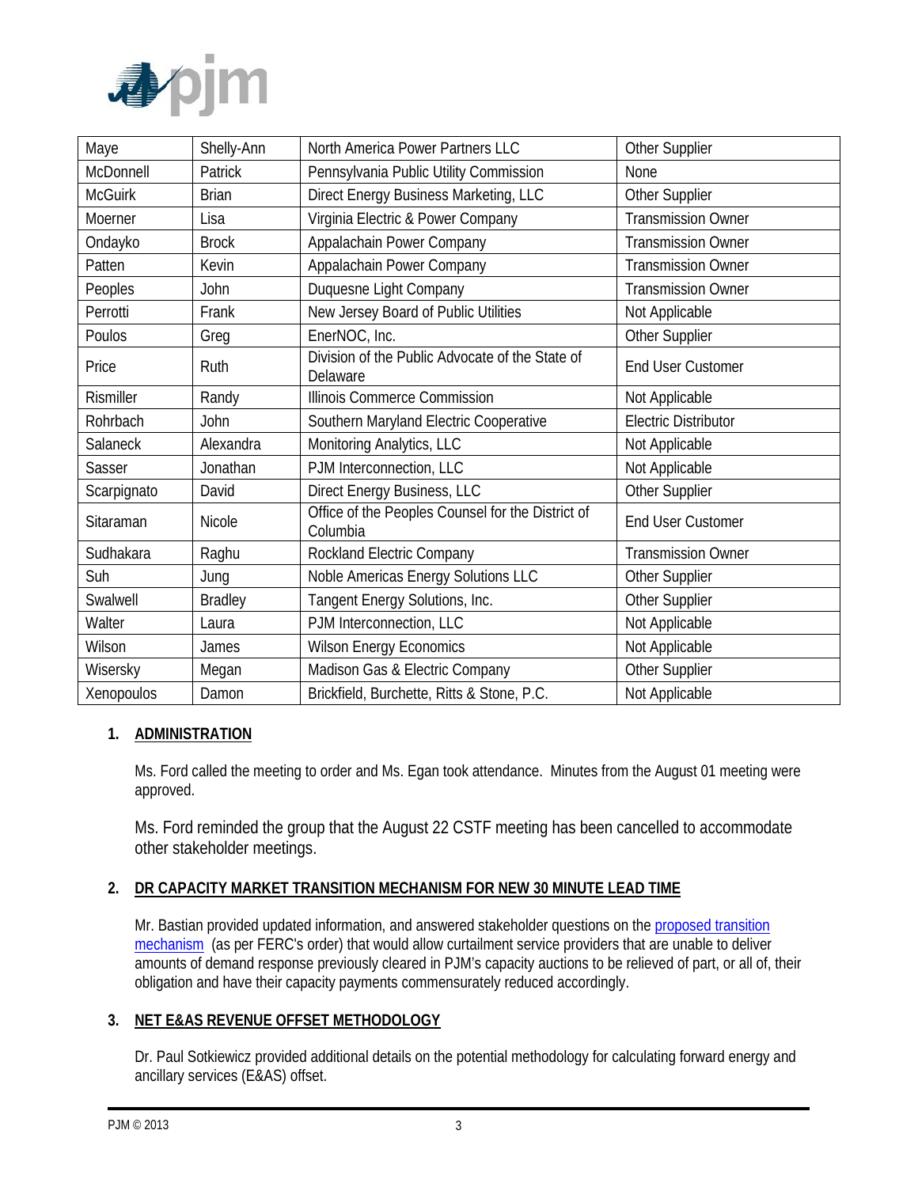| Maye | Shelly-Ann | North America Power Partners LLC | Other Supplier |
|---|---|---|---|
| McDonnell | Patrick | Pennsylvania Public Utility Commission | None |
| McGuirk | Brian | Direct Energy Business Marketing, LLC | Other Supplier |
| Moerner | Lisa | Virginia Electric & Power Company | Transmission Owner |
| Ondayko | Brock | Appalachain Power Company | Transmission Owner |
| Patten | Kevin | Appalachain Power Company | Transmission Owner |
| Peoples | John | Duquesne Light Company | Transmission Owner |
| Perrotti | Frank | New Jersey Board of Public Utilities | Not Applicable |
| Poulos | Greg | EnerNOC, Inc. | Other Supplier |
| Price | Ruth | Division of the Public Advocate of the State of Delaware | End User Customer |
| Rismiller | Randy | Illinois Commerce Commission | Not Applicable |
| Rohrbach | John | Southern Maryland Electric Cooperative | Electric Distributor |
| Salaneck | Alexandra | Monitoring Analytics, LLC | Not Applicable |
| Sasser | Jonathan | PJM Interconnection, LLC | Not Applicable |
| Scarpignato | David | Direct Energy Business, LLC | Other Supplier |
| Sitaraman | Nicole | Office of the Peoples Counsel for the District of Columbia | End User Customer |
| Sudhakara | Raghu | Rockland Electric Company | Transmission Owner |
| Suh | Jung | Noble Americas Energy Solutions LLC | Other Supplier |
| Swalwell | Bradley | Tangent Energy Solutions, Inc. | Other Supplier |
| Walter | Laura | PJM Interconnection, LLC | Not Applicable |
| Wilson | James | Wilson Energy Economics | Not Applicable |
| Wisersky | Megan | Madison Gas & Electric Company | Other Supplier |
| Xenopoulos | Damon | Brickfield, Burchette, Ritts & Stone, P.C. | Not Applicable |

## 1. ADMINISTRATION

Ms. Ford called the meeting to order and Ms. Egan took attendance. Minutes from the August 01 meeting were approved.

Ms. Ford reminded the group that the August 22 CSTF meeting has been cancelled to accommodate other stakeholder meetings.

## 2. DR CAPACITY MARKET TRANSITION MECHANISM FOR NEW 30 MINUTE LEAD TIME

Mr. Bastian provided updated information, and answered stakeholder questions on the proposed transition mechanism (as per FERC's order) that would allow curtailment service providers that are unable to deliver amounts of demand response previously cleared in PJM's capacity auctions to be relieved of part, or all of, their obligation and have their capacity payments commensurately reduced accordingly.

## 3. NET E&AS REVENUE OFFSET METHODOLOGY

Dr. Paul Sotkiewicz provided additional details on the potential methodology for calculating forward energy and ancillary services (E&AS) offset.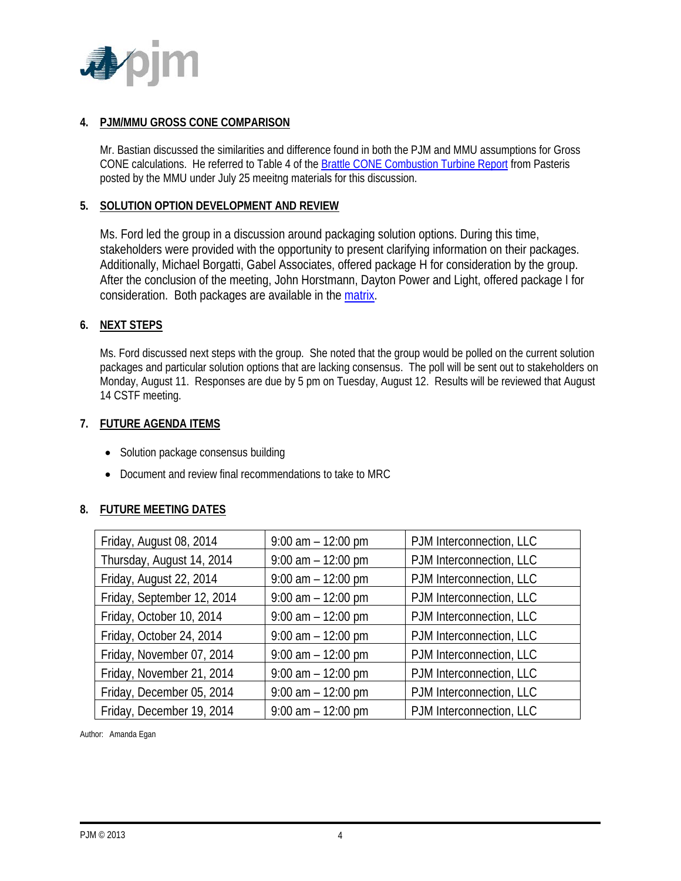## 4. PJM/MMU GROSS CONE COMPARISON

Mr. Bastian discussed the similarities and difference found in both the PJM and MMU assumptions for Gross CONE calculations. He referred to Table 4 of the Brattle CONE Combustion Turbine Report from Pasteris posted by the MMU under July 25 meeitng materials for this discussion.

## 5. SOLUTION OPTION DEVELOPMENT AND REVIEW

Ms. Ford led the group in a discussion around packaging solution options. During this time, stakeholders were provided with the opportunity to present clarifying information on their packages. Additionally, Michael Borgatti, Gabel Associates, offered package H for consideration by the group. After the conclusion of the meeting, John Horstmann, Dayton Power and Light, offered package I for consideration. Both packages are available in the matrix.

## 6. NEXT STEPS

Ms. Ford discussed next steps with the group. She noted that the group would be polled on the current solution packages and particular solution options that are lacking consensus. The poll will be sent out to stakeholders on Monday, August 11. Responses are due by 5 pm on Tuesday, August 12. Results will be reviewed that August 14 CSTF meeting.

## 7. FUTURE AGENDA ITEMS

- Solution package consensus building
- Document and review final recommendations to take to MRC

## 8. FUTURE MEETING DATES

| | | |
|---|---|---|
| Friday, August 08, 2014 | 9:00 am – 12:00 pm | PJM Interconnection, LLC |
| Thursday, August 14, 2014 | 9:00 am – 12:00 pm | PJM Interconnection, LLC |
| Friday, August 22, 2014 | 9:00 am – 12:00 pm | PJM Interconnection, LLC |
| Friday, September 12, 2014 | 9:00 am – 12:00 pm | PJM Interconnection, LLC |
| Friday, October 10, 2014 | 9:00 am – 12:00 pm | PJM Interconnection, LLC |
| Friday, October 24, 2014 | 9:00 am – 12:00 pm | PJM Interconnection, LLC |
| Friday, November 07, 2014 | 9:00 am – 12:00 pm | PJM Interconnection, LLC |
| Friday, November 21, 2014 | 9:00 am – 12:00 pm | PJM Interconnection, LLC |
| Friday, December 05, 2014 | 9:00 am – 12:00 pm | PJM Interconnection, LLC |
| Friday, December 19, 2014 | 9:00 am – 12:00 pm | PJM Interconnection, LLC |

Author: Amanda Egan